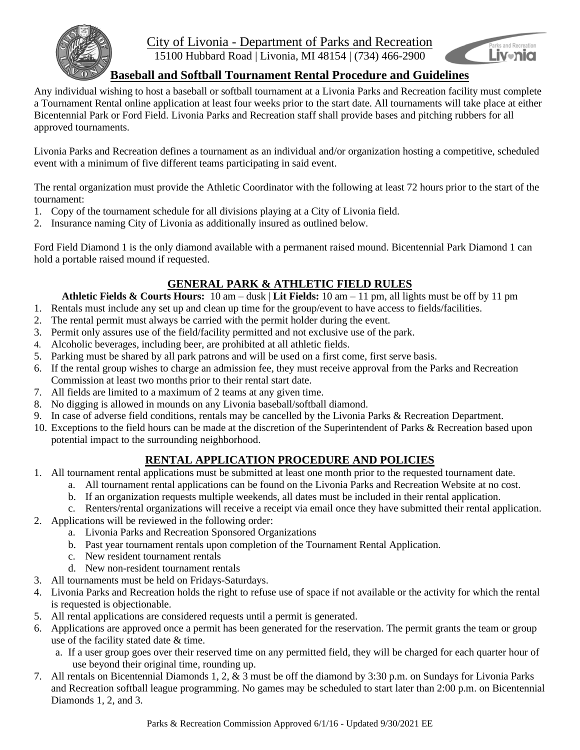City of Livonia - Department of Parks and Recreation

15100 Hubbard Road | Livonia, MI 48154 | (734) 466-2900

# Baseball and Softball Tournament Rental Procedure and Guidelines

Any individual wishing to host a baseball or softball tournament at a Livonia Parks and Recreation facility must complete a Tournament Rental online application at least four weeks prior to the start date. All tournaments will take place at either Bicentennial Park or Ford Field. Livonia Parks and Recreation staff shall provide bases and pitching rubbers for all approved tournaments.

Livonia Parks and Recreation defines a tournament as an individual and/or organization hosting a competitive, scheduled event with a minimum of five different teams participating in said event.

The rental organization must provide the Athletic Coordinator with the following at least 72 hours prior to the start of the tournament:

1. Copy of the tournament schedule for all divisions playing at a City of Livonia field.
2. Insurance naming City of Livonia as additionally insured as outlined below.

Ford Field Diamond 1 is the only diamond available with a permanent raised mound. Bicentennial Park Diamond 1 can hold a portable raised mound if requested.

## GENERAL PARK & ATHLETIC FIELD RULES

**Athletic Fields & Courts Hours:** 10 am – dusk | **Lit Fields:** 10 am – 11 pm, all lights must be off by 11 pm

1. Rentals must include any set up and clean up time for the group/event to have access to fields/facilities.
2. The rental permit must always be carried with the permit holder during the event.
3. Permit only assures use of the field/facility permitted and not exclusive use of the park.
4. Alcoholic beverages, including beer, are prohibited at all athletic fields.
5. Parking must be shared by all park patrons and will be used on a first come, first serve basis.
6. If the rental group wishes to charge an admission fee, they must receive approval from the Parks and Recreation Commission at least two months prior to their rental start date.
7. All fields are limited to a maximum of 2 teams at any given time.
8. No digging is allowed in mounds on any Livonia baseball/softball diamond.
9. In case of adverse field conditions, rentals may be cancelled by the Livonia Parks & Recreation Department.
10. Exceptions to the field hours can be made at the discretion of the Superintendent of Parks & Recreation based upon potential impact to the surrounding neighborhood.

## RENTAL APPLICATION PROCEDURE AND POLICIES

1. All tournament rental applications must be submitted at least one month prior to the requested tournament date.
   a. All tournament rental applications can be found on the Livonia Parks and Recreation Website at no cost.
   b. If an organization requests multiple weekends, all dates must be included in their rental application.
   c. Renters/rental organizations will receive a receipt via email once they have submitted their rental application.
2. Applications will be reviewed in the following order:
   a. Livonia Parks and Recreation Sponsored Organizations
   b. Past year tournament rentals upon completion of the Tournament Rental Application.
   c. New resident tournament rentals
   d. New non-resident tournament rentals
3. All tournaments must be held on Fridays-Saturdays.
4. Livonia Parks and Recreation holds the right to refuse use of space if not available or the activity for which the rental is requested is objectionable.
5. All rental applications are considered requests until a permit is generated.
6. Applications are approved once a permit has been generated for the reservation. The permit grants the team or group use of the facility stated date & time.
   a. If a user group goes over their reserved time on any permitted field, they will be charged for each quarter hour of use beyond their original time, rounding up.
7. All rentals on Bicentennial Diamonds 1, 2, & 3 must be off the diamond by 3:30 p.m. on Sundays for Livonia Parks and Recreation softball league programming. No games may be scheduled to start later than 2:00 p.m. on Bicentennial Diamonds 1, 2, and 3.

Parks & Recreation Commission Approved 6/1/16 - Updated 9/30/2021 EE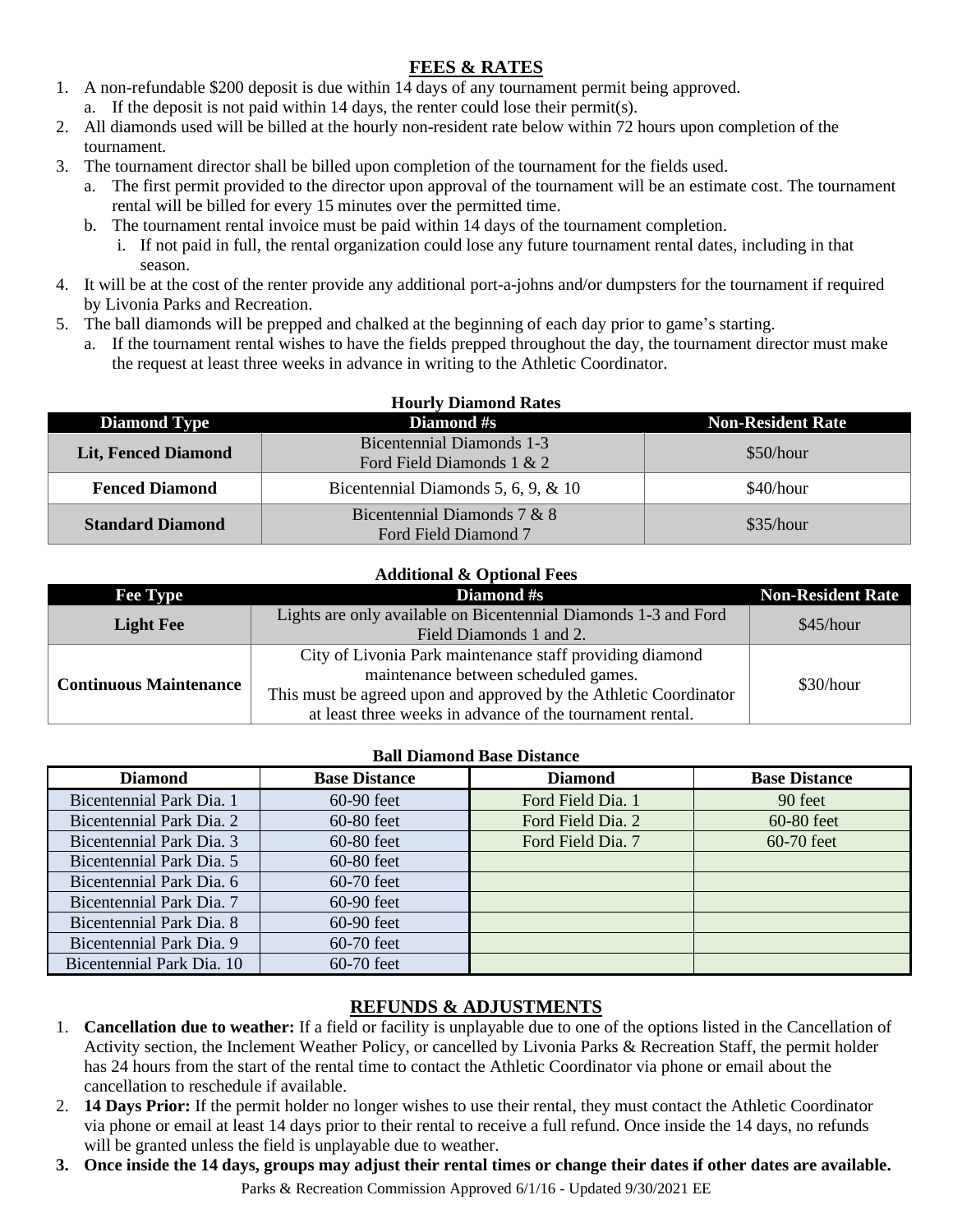## FEES & RATES

1. A non-refundable $200 deposit is due within 14 days of any tournament permit being approved.
   a. If the deposit is not paid within 14 days, the renter could lose their permit(s).
2. All diamonds used will be billed at the hourly non-resident rate below within 72 hours upon completion of the tournament.
3. The tournament director shall be billed upon completion of the tournament for the fields used.
   a. The first permit provided to the director upon approval of the tournament will be an estimate cost. The tournament rental will be billed for every 15 minutes over the permitted time.
   b. The tournament rental invoice must be paid within 14 days of the tournament completion.
      i. If not paid in full, the rental organization could lose any future tournament rental dates, including in that season.
4. It will be at the cost of the renter provide any additional port-a-johns and/or dumpsters for the tournament if required by Livonia Parks and Recreation.
5. The ball diamonds will be prepped and chalked at the beginning of each day prior to game's starting.
   a. If the tournament rental wishes to have the fields prepped throughout the day, the tournament director must make the request at least three weeks in advance in writing to the Athletic Coordinator.

**Hourly Diamond Rates**

| Diamond Type | Diamond #s | Non-Resident Rate |
|---|---|---|
| **Lit, Fenced Diamond** | Bicentennial Diamonds 1-3<br>Ford Field Diamonds 1 & 2 | $50/hour |
| **Fenced Diamond** | Bicentennial Diamonds 5, 6, 9, & 10 | $40/hour |
| **Standard Diamond** | Bicentennial Diamonds 7 & 8<br>Ford Field Diamond 7 | $35/hour |

**Additional & Optional Fees**

| Fee Type | Diamond #s | Non-Resident Rate |
|---|---|---|
| **Light Fee** | Lights are only available on Bicentennial Diamonds 1-3 and Ford Field Diamonds 1 and 2. | $45/hour |
| **Continuous Maintenance** | City of Livonia Park maintenance staff providing diamond maintenance between scheduled games.<br>This must be agreed upon and approved by the Athletic Coordinator at least three weeks in advance of the tournament rental. | $30/hour |

**Ball Diamond Base Distance**

| Diamond | Base Distance | Diamond | Base Distance |
|---|---|---|---|
| Bicentennial Park Dia. 1 | 60-90 feet | Ford Field Dia. 1 | 90 feet |
| Bicentennial Park Dia. 2 | 60-80 feet | Ford Field Dia. 2 | 60-80 feet |
| Bicentennial Park Dia. 3 | 60-80 feet | Ford Field Dia. 7 | 60-70 feet |
| Bicentennial Park Dia. 5 | 60-80 feet | | |
| Bicentennial Park Dia. 6 | 60-70 feet | | |
| Bicentennial Park Dia. 7 | 60-90 feet | | |
| Bicentennial Park Dia. 8 | 60-90 feet | | |
| Bicentennial Park Dia. 9 | 60-70 feet | | |
| Bicentennial Park Dia. 10 | 60-70 feet | | |

## REFUNDS & ADJUSTMENTS

1. **Cancellation due to weather:** If a field or facility is unplayable due to one of the options listed in the Cancellation of Activity section, the Inclement Weather Policy, or cancelled by Livonia Parks & Recreation Staff, the permit holder has 24 hours from the start of the rental time to contact the Athletic Coordinator via phone or email about the cancellation to reschedule if available.
2. **14 Days Prior:** If the permit holder no longer wishes to use their rental, they must contact the Athletic Coordinator via phone or email at least 14 days prior to their rental to receive a full refund. Once inside the 14 days, no refunds will be granted unless the field is unplayable due to weather.
3. **Once inside the 14 days, groups may adjust their rental times or change their dates if other dates are available.**

Parks & Recreation Commission Approved 6/1/16 - Updated 9/30/2021 EE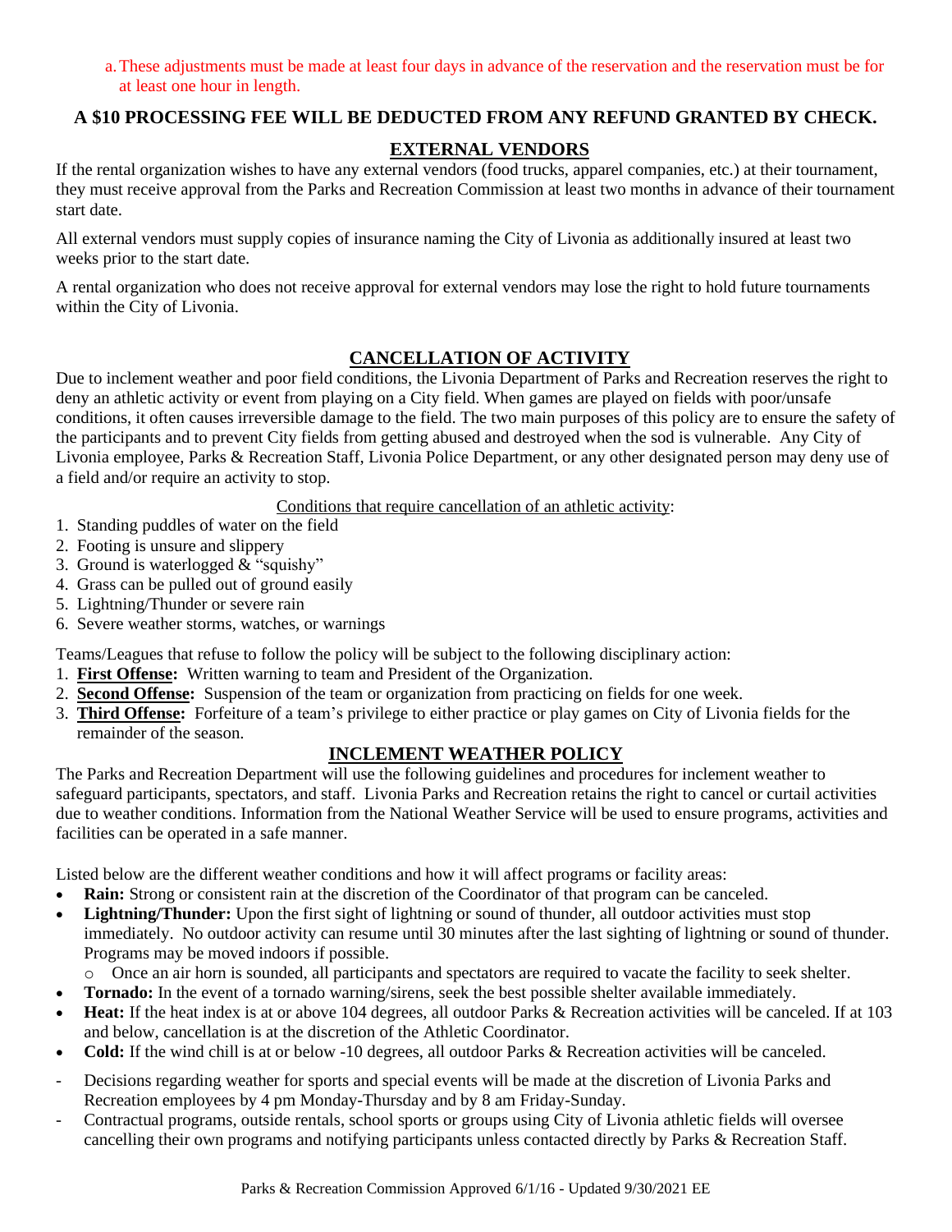a. These adjustments must be made at least four days in advance of the reservation and the reservation must be for at least one hour in length.

**A $10 PROCESSING FEE WILL BE DEDUCTED FROM ANY REFUND GRANTED BY CHECK.**

## EXTERNAL VENDORS

If the rental organization wishes to have any external vendors (food trucks, apparel companies, etc.) at their tournament, they must receive approval from the Parks and Recreation Commission at least two months in advance of their tournament start date.

All external vendors must supply copies of insurance naming the City of Livonia as additionally insured at least two weeks prior to the start date.

A rental organization who does not receive approval for external vendors may lose the right to hold future tournaments within the City of Livonia.

## CANCELLATION OF ACTIVITY

Due to inclement weather and poor field conditions, the Livonia Department of Parks and Recreation reserves the right to deny an athletic activity or event from playing on a City field. When games are played on fields with poor/unsafe conditions, it often causes irreversible damage to the field. The two main purposes of this policy are to ensure the safety of the participants and to prevent City fields from getting abused and destroyed when the sod is vulnerable. Any City of Livonia employee, Parks & Recreation Staff, Livonia Police Department, or any other designated person may deny use of a field and/or require an activity to stop.

Conditions that require cancellation of an athletic activity:

1. Standing puddles of water on the field
2. Footing is unsure and slippery
3. Ground is waterlogged & "squishy"
4. Grass can be pulled out of ground easily
5. Lightning/Thunder or severe rain
6. Severe weather storms, watches, or warnings

Teams/Leagues that refuse to follow the policy will be subject to the following disciplinary action:

1. **First Offense:** Written warning to team and President of the Organization.
2. **Second Offense:** Suspension of the team or organization from practicing on fields for one week.
3. **Third Offense:** Forfeiture of a team's privilege to either practice or play games on City of Livonia fields for the remainder of the season.

## INCLEMENT WEATHER POLICY

The Parks and Recreation Department will use the following guidelines and procedures for inclement weather to safeguard participants, spectators, and staff. Livonia Parks and Recreation retains the right to cancel or curtail activities due to weather conditions. Information from the National Weather Service will be used to ensure programs, activities and facilities can be operated in a safe manner.

Listed below are the different weather conditions and how it will affect programs or facility areas:

- **Rain:** Strong or consistent rain at the discretion of the Coordinator of that program can be canceled.
- **Lightning/Thunder:** Upon the first sight of lightning or sound of thunder, all outdoor activities must stop immediately. No outdoor activity can resume until 30 minutes after the last sighting of lightning or sound of thunder. Programs may be moved indoors if possible.
  - Once an air horn is sounded, all participants and spectators are required to vacate the facility to seek shelter.
- **Tornado:** In the event of a tornado warning/sirens, seek the best possible shelter available immediately.
- **Heat:** If the heat index is at or above 104 degrees, all outdoor Parks & Recreation activities will be canceled. If at 103 and below, cancellation is at the discretion of the Athletic Coordinator.
- **Cold:** If the wind chill is at or below -10 degrees, all outdoor Parks & Recreation activities will be canceled.

- Decisions regarding weather for sports and special events will be made at the discretion of Livonia Parks and Recreation employees by 4 pm Monday-Thursday and by 8 am Friday-Sunday.
- Contractual programs, outside rentals, school sports or groups using City of Livonia athletic fields will oversee cancelling their own programs and notifying participants unless contacted directly by Parks & Recreation Staff.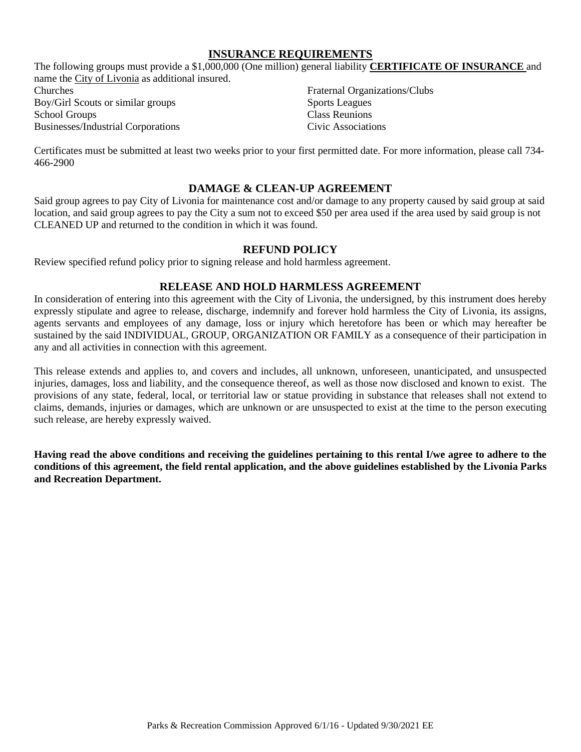## INSURANCE REQUIREMENTS

The following groups must provide a $1,000,000 (One million) general liability **CERTIFICATE OF INSURANCE** and name the City of Livonia as additional insured.

| | |
|---|---|
| Churches | Fraternal Organizations/Clubs |
| Boy/Girl Scouts or similar groups | Sports Leagues |
| School Groups | Class Reunions |
| Businesses/Industrial Corporations | Civic Associations |

Certificates must be submitted at least two weeks prior to your first permitted date. For more information, please call 734-466-2900

## DAMAGE & CLEAN-UP AGREEMENT

Said group agrees to pay City of Livonia for maintenance cost and/or damage to any property caused by said group at said location, and said group agrees to pay the City a sum not to exceed $50 per area used if the area used by said group is not CLEANED UP and returned to the condition in which it was found.

## REFUND POLICY

Review specified refund policy prior to signing release and hold harmless agreement.

## RELEASE AND HOLD HARMLESS AGREEMENT

In consideration of entering into this agreement with the City of Livonia, the undersigned, by this instrument does hereby expressly stipulate and agree to release, discharge, indemnify and forever hold harmless the City of Livonia, its assigns, agents servants and employees of any damage, loss or injury which heretofore has been or which may hereafter be sustained by the said INDIVIDUAL, GROUP, ORGANIZATION OR FAMILY as a consequence of their participation in any and all activities in connection with this agreement.

This release extends and applies to, and covers and includes, all unknown, unforeseen, unanticipated, and unsuspected injuries, damages, loss and liability, and the consequence thereof, as well as those now disclosed and known to exist. The provisions of any state, federal, local, or territorial law or statue providing in substance that releases shall not extend to claims, demands, injuries or damages, which are unknown or are unsuspected to exist at the time to the person executing such release, are hereby expressly waived.

**Having read the above conditions and receiving the guidelines pertaining to this rental I/we agree to adhere to the conditions of this agreement, the field rental application, and the above guidelines established by the Livonia Parks and Recreation Department.**

Parks & Recreation Commission Approved 6/1/16 - Updated 9/30/2021 EE